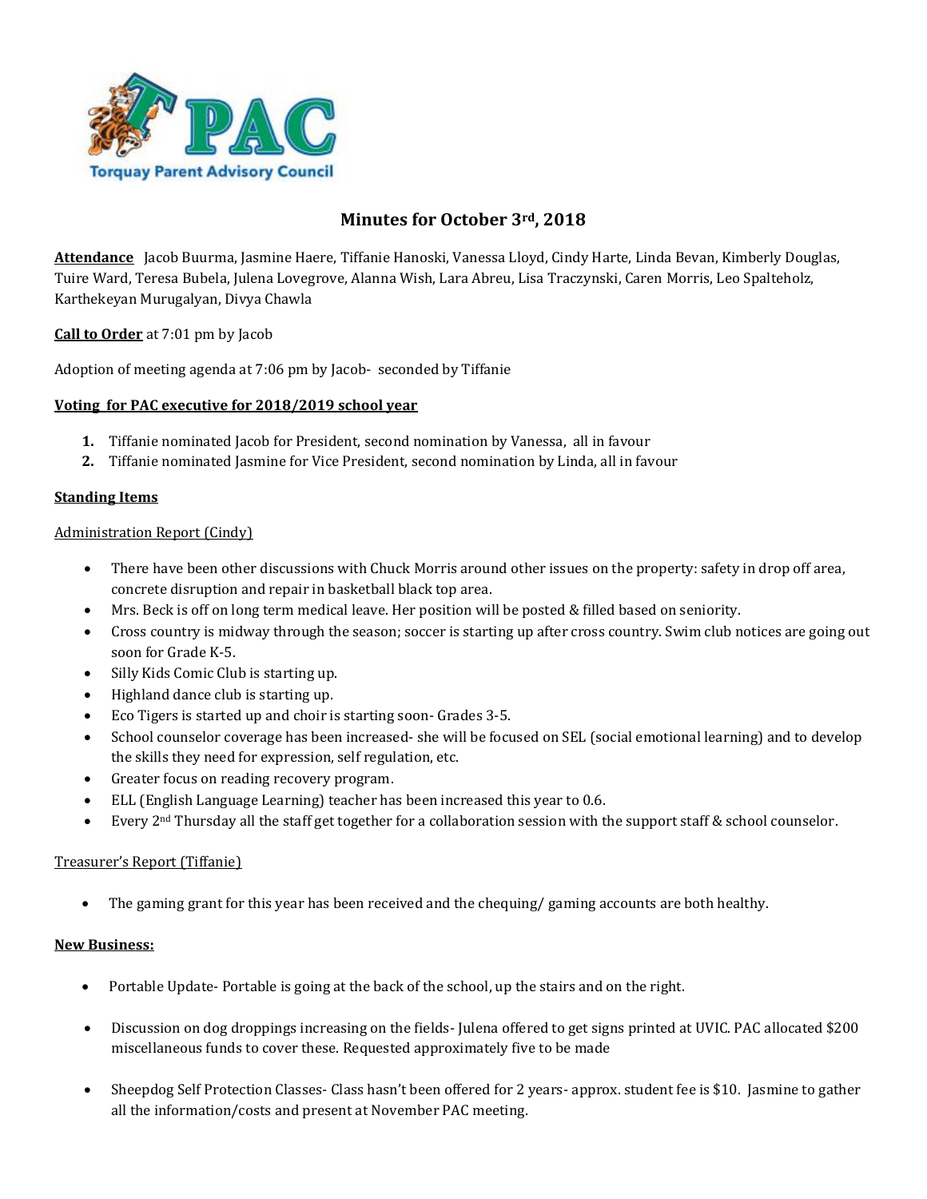# Minutes for October 3rd, 2018

**Attendance** Jacob Buurma, Jasmine Haere, Tiffanie Hanoski, Vanessa Lloyd, Cindy Harte, Linda Bevan, Kimberly Douglas, Tuire Ward, Teresa Bubela, Julena Lovegrove, Alanna Wish, Lara Abreu, Lisa Traczynski, Caren Morris, Leo Spalteholz, Karthekeyan Murugalyan, Divya Chawla

**Call to Order** at 7:01 pm by Jacob

Adoption of meeting agenda at 7:06 pm by Jacob- seconded by Tiffanie

**Voting for PAC executive for 2018/2019 school year**

1. Tiffanie nominated Jacob for President, second nomination by Vanessa, all in favour
2. Tiffanie nominated Jasmine for Vice President, second nomination by Linda, all in favour

**Standing Items**

Administration Report (Cindy)

- There have been other discussions with Chuck Morris around other issues on the property: safety in drop off area, concrete disruption and repair in basketball black top area.
- Mrs. Beck is off on long term medical leave. Her position will be posted & filled based on seniority.
- Cross country is midway through the season; soccer is starting up after cross country. Swim club notices are going out soon for Grade K-5.
- Silly Kids Comic Club is starting up.
- Highland dance club is starting up.
- Eco Tigers is started up and choir is starting soon- Grades 3-5.
- School counselor coverage has been increased- she will be focused on SEL (social emotional learning) and to develop the skills they need for expression, self regulation, etc.
- Greater focus on reading recovery program.
- ELL (English Language Learning) teacher has been increased this year to 0.6.
- Every 2nd Thursday all the staff get together for a collaboration session with the support staff & school counselor.

Treasurer's Report (Tiffanie)

- The gaming grant for this year has been received and the chequing/ gaming accounts are both healthy.

**New Business:**

- Portable Update- Portable is going at the back of the school, up the stairs and on the right.
- Discussion on dog droppings increasing on the fields- Julena offered to get signs printed at UVIC. PAC allocated $200 miscellaneous funds to cover these. Requested approximately five to be made
- Sheepdog Self Protection Classes- Class hasn't been offered for 2 years- approx. student fee is $10. Jasmine to gather all the information/costs and present at November PAC meeting.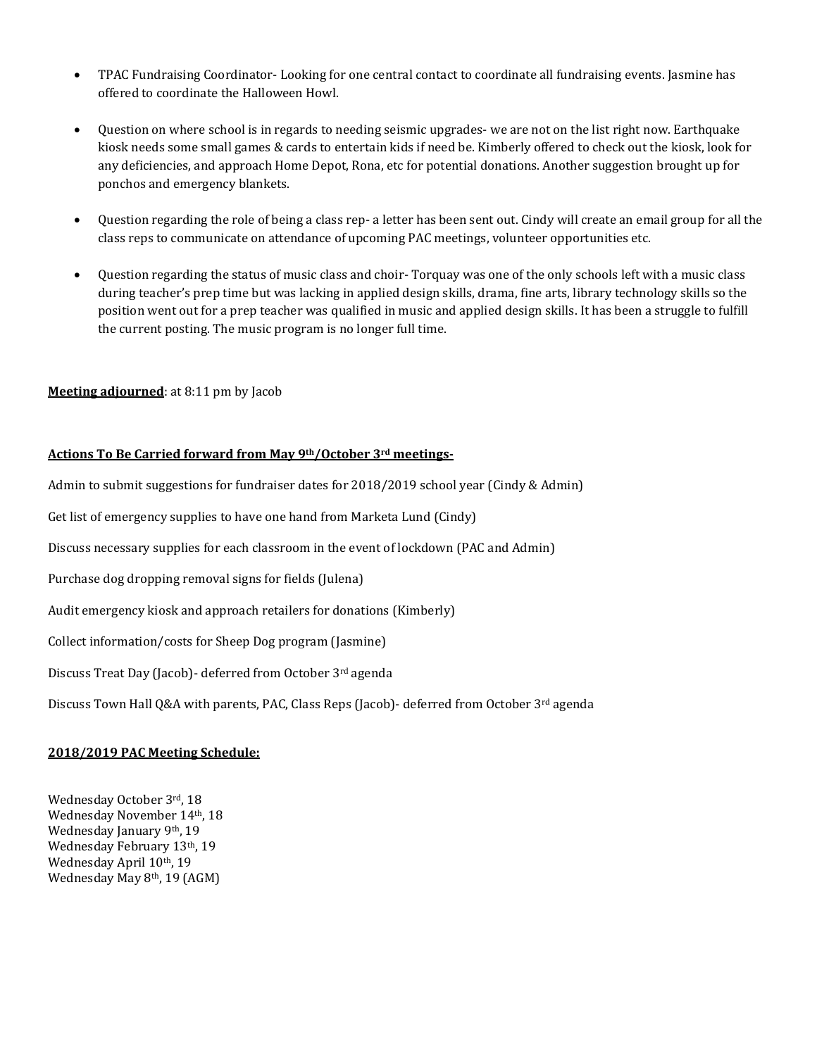- TPAC Fundraising Coordinator- Looking for one central contact to coordinate all fundraising events. Jasmine has offered to coordinate the Halloween Howl.
- Question on where school is in regards to needing seismic upgrades- we are not on the list right now. Earthquake kiosk needs some small games & cards to entertain kids if need be. Kimberly offered to check out the kiosk, look for any deficiencies, and approach Home Depot, Rona, etc for potential donations. Another suggestion brought up for ponchos and emergency blankets.
- Question regarding the role of being a class rep- a letter has been sent out. Cindy will create an email group for all the class reps to communicate on attendance of upcoming PAC meetings, volunteer opportunities etc.
- Question regarding the status of music class and choir- Torquay was one of the only schools left with a music class during teacher's prep time but was lacking in applied design skills, drama, fine arts, library technology skills so the position went out for a prep teacher was qualified in music and applied design skills. It has been a struggle to fulfill the current posting. The music program is no longer full time.

**Meeting adjourned**: at 8:11 pm by Jacob

**Actions To Be Carried forward from May 9th/October 3rd meetings-**

Admin to submit suggestions for fundraiser dates for 2018/2019 school year (Cindy & Admin)

Get list of emergency supplies to have one hand from Marketa Lund (Cindy)

Discuss necessary supplies for each classroom in the event of lockdown (PAC and Admin)

Purchase dog dropping removal signs for fields (Julena)

Audit emergency kiosk and approach retailers for donations (Kimberly)

Collect information/costs for Sheep Dog program (Jasmine)

Discuss Treat Day (Jacob)- deferred from October 3rd agenda

Discuss Town Hall Q&A with parents, PAC, Class Reps (Jacob)- deferred from October 3rd agenda

**2018/2019 PAC Meeting Schedule:**

Wednesday October 3rd, 18
Wednesday November 14th, 18
Wednesday January 9th, 19
Wednesday February 13th, 19
Wednesday April 10th, 19
Wednesday May 8th, 19 (AGM)